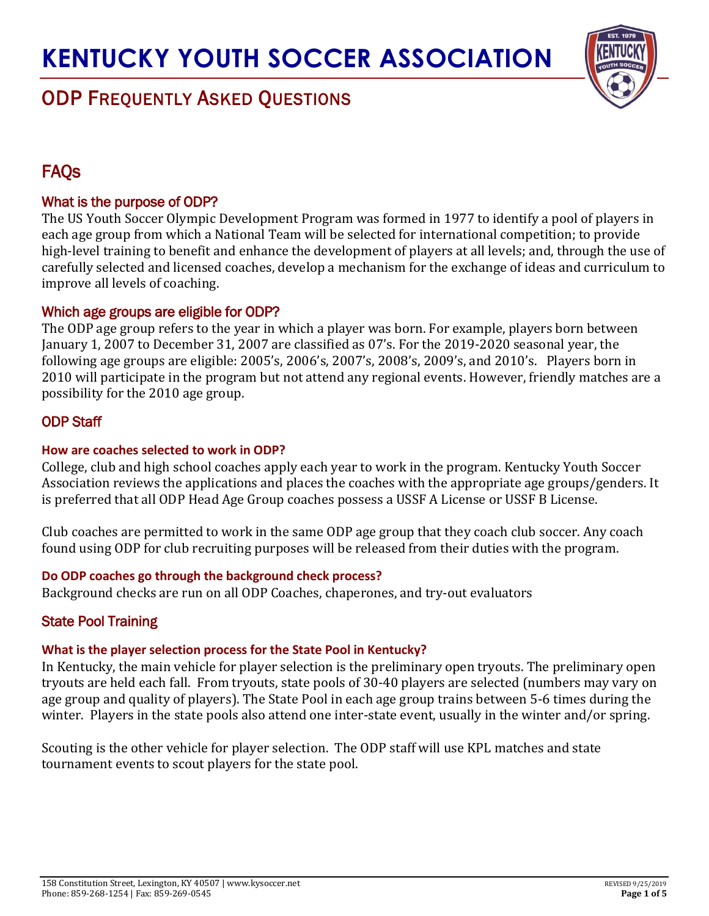# KENTUCKY YOUTH SOCCER ASSOCIATION

## ODP FREQUENTLY ASKED QUESTIONS

## FAQs

### What is the purpose of ODP?

The US Youth Soccer Olympic Development Program was formed in 1977 to identify a pool of players in each age group from which a National Team will be selected for international competition; to provide high-level training to benefit and enhance the development of players at all levels; and, through the use of carefully selected and licensed coaches, develop a mechanism for the exchange of ideas and curriculum to improve all levels of coaching.

### Which age groups are eligible for ODP?

The ODP age group refers to the year in which a player was born. For example, players born between January 1, 2007 to December 31, 2007 are classified as 07's. For the 2019-2020 seasonal year, the following age groups are eligible: 2005's, 2006's, 2007's, 2008's, 2009's, and 2010's. Players born in 2010 will participate in the program but not attend any regional events. However, friendly matches are a possibility for the 2010 age group.

### ODP Staff

**How are coaches selected to work in ODP?**

College, club and high school coaches apply each year to work in the program. Kentucky Youth Soccer Association reviews the applications and places the coaches with the appropriate age groups/genders. It is preferred that all ODP Head Age Group coaches possess a USSF A License or USSF B License.

Club coaches are permitted to work in the same ODP age group that they coach club soccer. Any coach found using ODP for club recruiting purposes will be released from their duties with the program.

**Do ODP coaches go through the background check process?**

Background checks are run on all ODP Coaches, chaperones, and try-out evaluators

### State Pool Training

**What is the player selection process for the State Pool in Kentucky?**

In Kentucky, the main vehicle for player selection is the preliminary open tryouts. The preliminary open tryouts are held each fall. From tryouts, state pools of 30-40 players are selected (numbers may vary on age group and quality of players). The State Pool in each age group trains between 5-6 times during the winter. Players in the state pools also attend one inter-state event, usually in the winter and/or spring.

Scouting is the other vehicle for player selection. The ODP staff will use KPL matches and state tournament events to scout players for the state pool.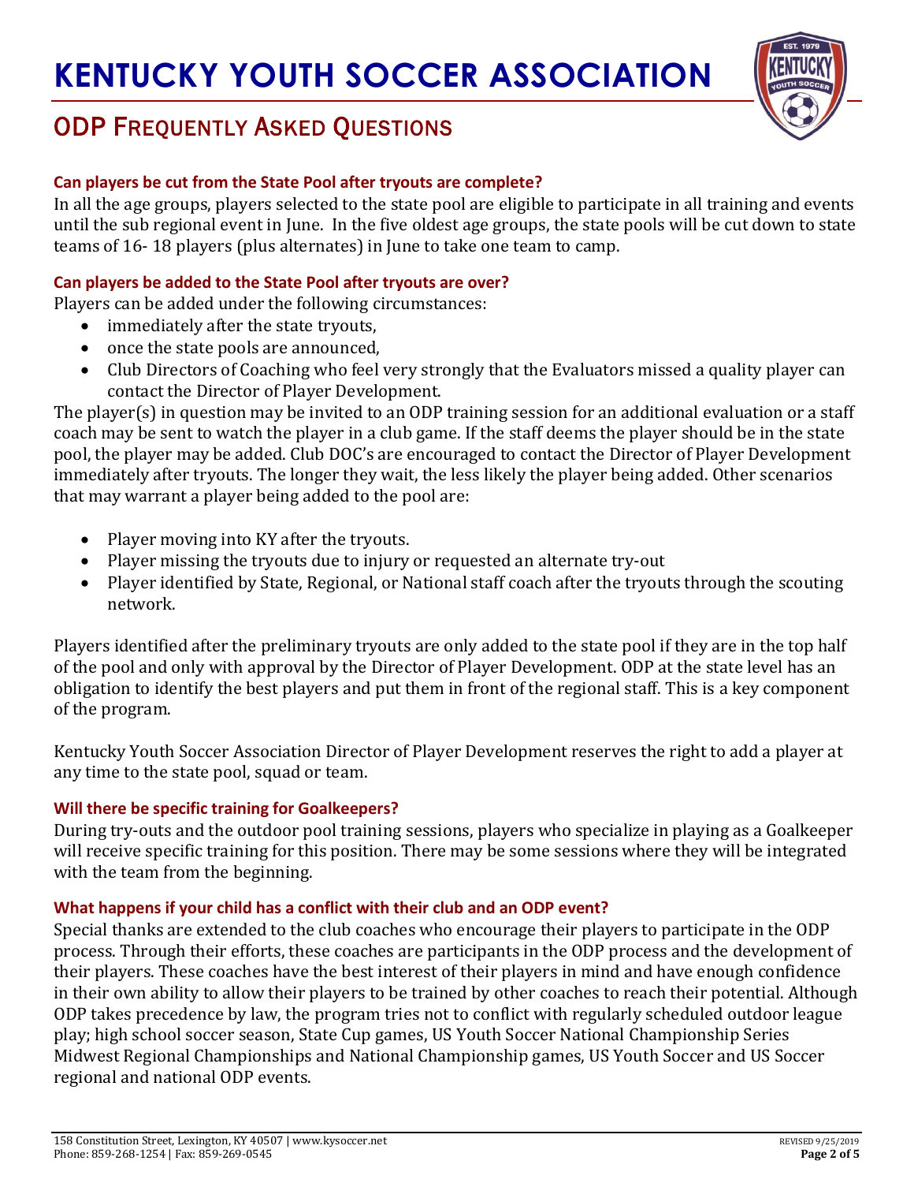# KENTUCKY YOUTH SOCCER ASSOCIATION

## ODP Frequently Asked Questions

### Can players be cut from the State Pool after tryouts are complete?

In all the age groups, players selected to the state pool are eligible to participate in all training and events until the sub regional event in June. In the five oldest age groups, the state pools will be cut down to state teams of 16- 18 players (plus alternates) in June to take one team to camp.

### Can players be added to the State Pool after tryouts are over?

Players can be added under the following circumstances:

- immediately after the state tryouts,
- once the state pools are announced,
- Club Directors of Coaching who feel very strongly that the Evaluators missed a quality player can contact the Director of Player Development.

The player(s) in question may be invited to an ODP training session for an additional evaluation or a staff coach may be sent to watch the player in a club game. If the staff deems the player should be in the state pool, the player may be added. Club DOC's are encouraged to contact the Director of Player Development immediately after tryouts. The longer they wait, the less likely the player being added. Other scenarios that may warrant a player being added to the pool are:

- Player moving into KY after the tryouts.
- Player missing the tryouts due to injury or requested an alternate try-out
- Player identified by State, Regional, or National staff coach after the tryouts through the scouting network.

Players identified after the preliminary tryouts are only added to the state pool if they are in the top half of the pool and only with approval by the Director of Player Development. ODP at the state level has an obligation to identify the best players and put them in front of the regional staff. This is a key component of the program.

Kentucky Youth Soccer Association Director of Player Development reserves the right to add a player at any time to the state pool, squad or team.

### Will there be specific training for Goalkeepers?

During try-outs and the outdoor pool training sessions, players who specialize in playing as a Goalkeeper will receive specific training for this position. There may be some sessions where they will be integrated with the team from the beginning.

### What happens if your child has a conflict with their club and an ODP event?

Special thanks are extended to the club coaches who encourage their players to participate in the ODP process. Through their efforts, these coaches are participants in the ODP process and the development of their players. These coaches have the best interest of their players in mind and have enough confidence in their own ability to allow their players to be trained by other coaches to reach their potential. Although ODP takes precedence by law, the program tries not to conflict with regularly scheduled outdoor league play; high school soccer season, State Cup games, US Youth Soccer National Championship Series Midwest Regional Championships and National Championship games, US Youth Soccer and US Soccer regional and national ODP events.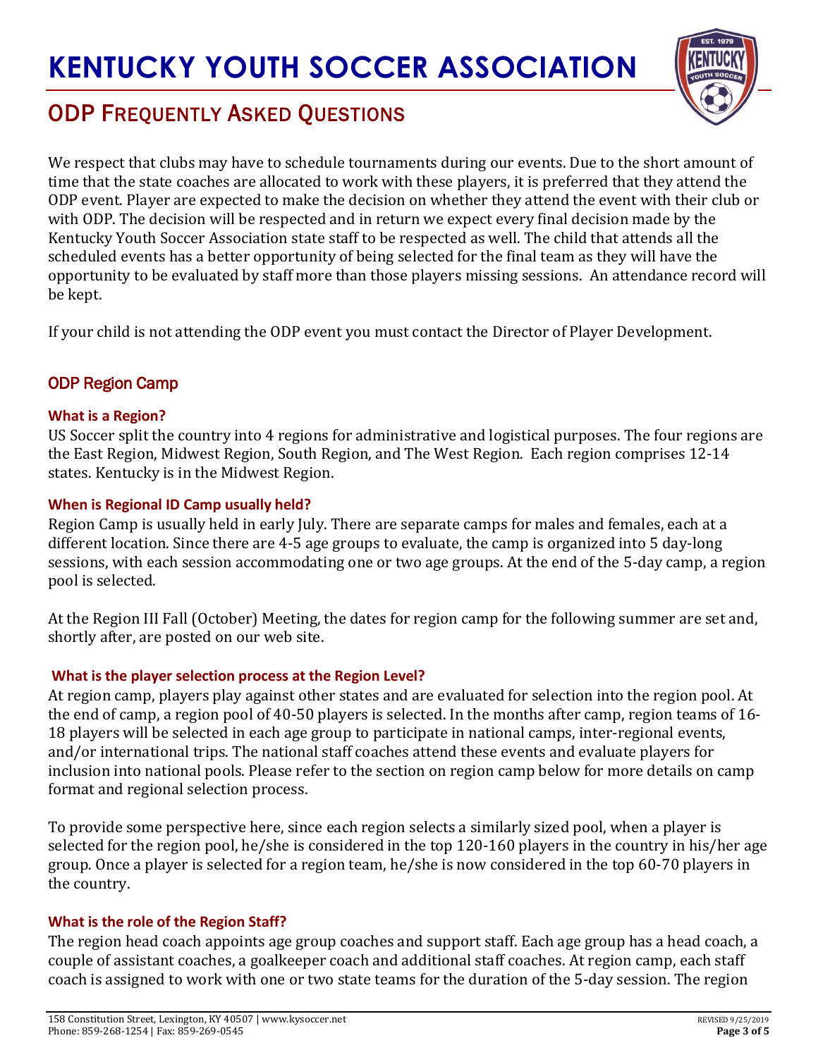# KENTUCKY YOUTH SOCCER ASSOCIATION

## ODP Frequently Asked Questions

We respect that clubs may have to schedule tournaments during our events. Due to the short amount of time that the state coaches are allocated to work with these players, it is preferred that they attend the ODP event. Player are expected to make the decision on whether they attend the event with their club or with ODP. The decision will be respected and in return we expect every final decision made by the Kentucky Youth Soccer Association state staff to be respected as well. The child that attends all the scheduled events has a better opportunity of being selected for the final team as they will have the opportunity to be evaluated by staff more than those players missing sessions. An attendance record will be kept.

If your child is not attending the ODP event you must contact the Director of Player Development.

### ODP Region Camp

#### What is a Region?

US Soccer split the country into 4 regions for administrative and logistical purposes. The four regions are the East Region, Midwest Region, South Region, and The West Region. Each region comprises 12-14 states. Kentucky is in the Midwest Region.

#### When is Regional ID Camp usually held?

Region Camp is usually held in early July. There are separate camps for males and females, each at a different location. Since there are 4-5 age groups to evaluate, the camp is organized into 5 day-long sessions, with each session accommodating one or two age groups. At the end of the 5-day camp, a region pool is selected.

At the Region III Fall (October) Meeting, the dates for region camp for the following summer are set and, shortly after, are posted on our web site.

#### What is the player selection process at the Region Level?

At region camp, players play against other states and are evaluated for selection into the region pool. At the end of camp, a region pool of 40-50 players is selected. In the months after camp, region teams of 16-18 players will be selected in each age group to participate in national camps, inter-regional events, and/or international trips. The national staff coaches attend these events and evaluate players for inclusion into national pools. Please refer to the section on region camp below for more details on camp format and regional selection process.

To provide some perspective here, since each region selects a similarly sized pool, when a player is selected for the region pool, he/she is considered in the top 120-160 players in the country in his/her age group. Once a player is selected for a region team, he/she is now considered in the top 60-70 players in the country.

#### What is the role of the Region Staff?

The region head coach appoints age group coaches and support staff. Each age group has a head coach, a couple of assistant coaches, a goalkeeper coach and additional staff coaches. At region camp, each staff coach is assigned to work with one or two state teams for the duration of the 5-day session. The region

158 Constitution Street, Lexington, KY 40507 | www.kysoccer.net
Phone: 859-268-1254 | Fax: 859-269-0545
REVISED 9/25/2019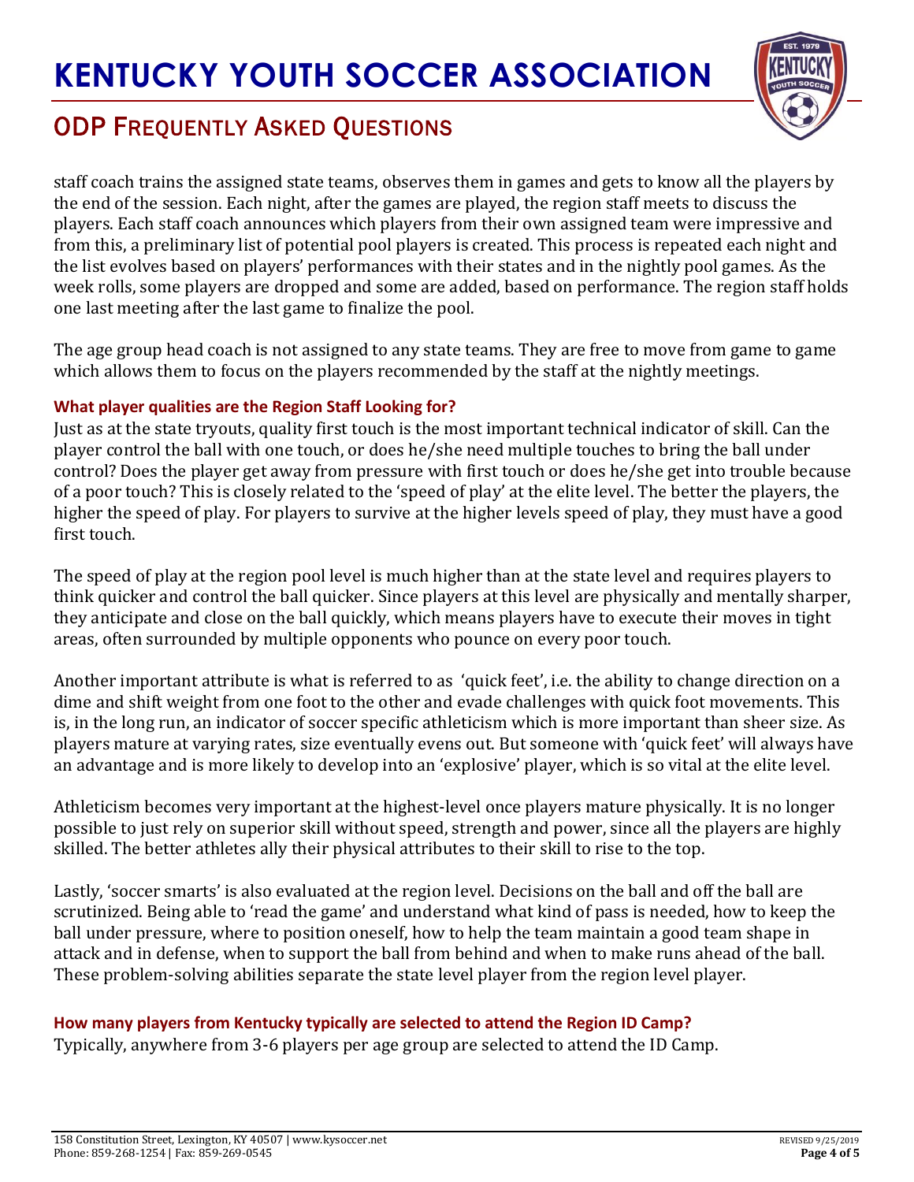staff coach trains the assigned state teams, observes them in games and gets to know all the players by the end of the session. Each night, after the games are played, the region staff meets to discuss the players. Each staff coach announces which players from their own assigned team were impressive and from this, a preliminary list of potential pool players is created. This process is repeated each night and the list evolves based on players' performances with their states and in the nightly pool games. As the week rolls, some players are dropped and some are added, based on performance. The region staff holds one last meeting after the last game to finalize the pool.

The age group head coach is not assigned to any state teams. They are free to move from game to game which allows them to focus on the players recommended by the staff at the nightly meetings.

### What player qualities are the Region Staff Looking for?

Just as at the state tryouts, quality first touch is the most important technical indicator of skill. Can the player control the ball with one touch, or does he/she need multiple touches to bring the ball under control? Does the player get away from pressure with first touch or does he/she get into trouble because of a poor touch? This is closely related to the 'speed of play' at the elite level. The better the players, the higher the speed of play. For players to survive at the higher levels speed of play, they must have a good first touch.

The speed of play at the region pool level is much higher than at the state level and requires players to think quicker and control the ball quicker. Since players at this level are physically and mentally sharper, they anticipate and close on the ball quickly, which means players have to execute their moves in tight areas, often surrounded by multiple opponents who pounce on every poor touch.

Another important attribute is what is referred to as 'quick feet', i.e. the ability to change direction on a dime and shift weight from one foot to the other and evade challenges with quick foot movements. This is, in the long run, an indicator of soccer specific athleticism which is more important than sheer size. As players mature at varying rates, size eventually evens out. But someone with 'quick feet' will always have an advantage and is more likely to develop into an 'explosive' player, which is so vital at the elite level.

Athleticism becomes very important at the highest-level once players mature physically. It is no longer possible to just rely on superior skill without speed, strength and power, since all the players are highly skilled. The better athletes ally their physical attributes to their skill to rise to the top.

Lastly, 'soccer smarts' is also evaluated at the region level. Decisions on the ball and off the ball are scrutinized. Being able to 'read the game' and understand what kind of pass is needed, how to keep the ball under pressure, where to position oneself, how to help the team maintain a good team shape in attack and in defense, when to support the ball from behind and when to make runs ahead of the ball. These problem-solving abilities separate the state level player from the region level player.

### How many players from Kentucky typically are selected to attend the Region ID Camp?

Typically, anywhere from 3-6 players per age group are selected to attend the ID Camp.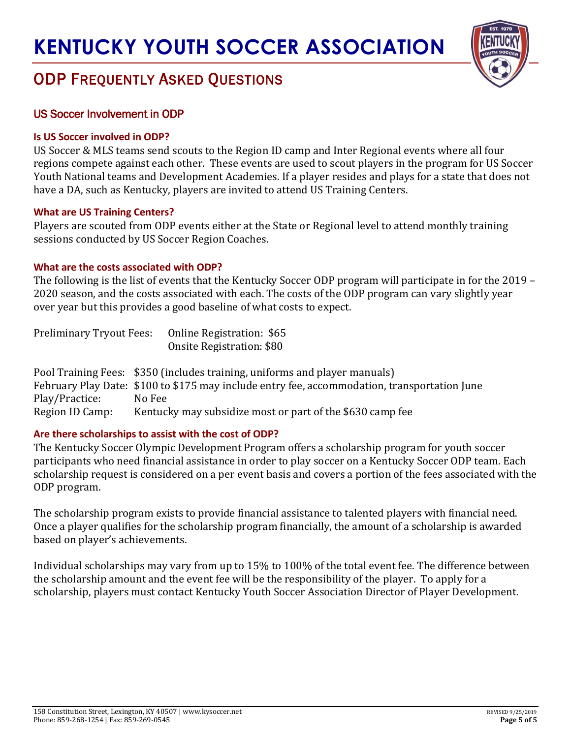# KENTUCKY YOUTH SOCCER ASSOCIATION

## ODP Frequently Asked Questions

### US Soccer Involvement in ODP

**Is US Soccer involved in ODP?**

US Soccer & MLS teams send scouts to the Region ID camp and Inter Regional events where all four regions compete against each other. These events are used to scout players in the program for US Soccer Youth National teams and Development Academies. If a player resides and plays for a state that does not have a DA, such as Kentucky, players are invited to attend US Training Centers.

**What are US Training Centers?**

Players are scouted from ODP events either at the State or Regional level to attend monthly training sessions conducted by US Soccer Region Coaches.

**What are the costs associated with ODP?**

The following is the list of events that the Kentucky Soccer ODP program will participate in for the 2019 – 2020 season, and the costs associated with each. The costs of the ODP program can vary slightly year over year but this provides a good baseline of what costs to expect.

| | |
|---|---|
| Preliminary Tryout Fees: | Online Registration: $65<br>Onsite Registration: $80 |

| | |
|---|---|
| Pool Training Fees: | $350 (includes training, uniforms and player manuals) |
| February Play Date: | $100 to $175 may include entry fee, accommodation, transportation June |
| Play/Practice: | No Fee |
| Region ID Camp: | Kentucky may subsidize most or part of the $630 camp fee |

**Are there scholarships to assist with the cost of ODP?**

The Kentucky Soccer Olympic Development Program offers a scholarship program for youth soccer participants who need financial assistance in order to play soccer on a Kentucky Soccer ODP team. Each scholarship request is considered on a per event basis and covers a portion of the fees associated with the ODP program.

The scholarship program exists to provide financial assistance to talented players with financial need. Once a player qualifies for the scholarship program financially, the amount of a scholarship is awarded based on player's achievements.

Individual scholarships may vary from up to 15% to 100% of the total event fee. The difference between the scholarship amount and the event fee will be the responsibility of the player. To apply for a scholarship, players must contact Kentucky Youth Soccer Association Director of Player Development.

158 Constitution Street, Lexington, KY 40507 | www.kysoccer.net
Phone: 859-268-1254 | Fax: 859-269-0545

REVISED 9/25/2019